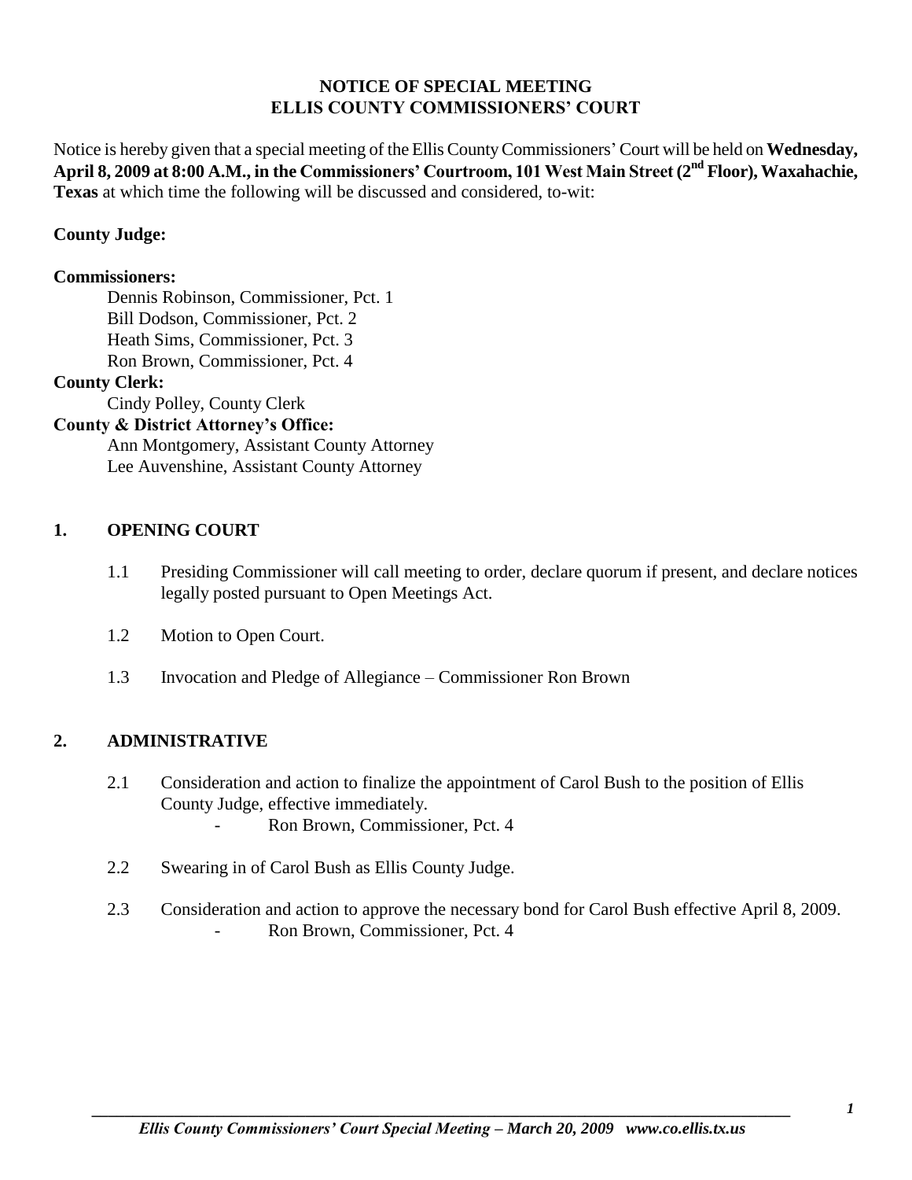# NOTICE OF SPECIAL MEETING
# ELLIS COUNTY COMMISSIONERS' COURT

Notice is hereby given that a special meeting of the Ellis County Commissioners' Court will be held on **Wednesday, April 8, 2009 at 8:00 A.M., in the Commissioners' Courtroom, 101 West Main Street (2nd Floor), Waxahachie, Texas** at which time the following will be discussed and considered, to-wit:

**County Judge:**

**Commissioners:**

Dennis Robinson, Commissioner, Pct. 1
Bill Dodson, Commissioner, Pct. 2
Heath Sims, Commissioner, Pct. 3
Ron Brown, Commissioner, Pct. 4

**County Clerk:**

Cindy Polley, County Clerk

**County & District Attorney's Office:**

Ann Montgomery, Assistant County Attorney
Lee Auvenshine, Assistant County Attorney

## 1. OPENING COURT

1.1 Presiding Commissioner will call meeting to order, declare quorum if present, and declare notices legally posted pursuant to Open Meetings Act.

1.2 Motion to Open Court.

1.3 Invocation and Pledge of Allegiance – Commissioner Ron Brown

## 2. ADMINISTRATIVE

2.1 Consideration and action to finalize the appointment of Carol Bush to the position of Ellis County Judge, effective immediately.
- Ron Brown, Commissioner, Pct. 4

2.2 Swearing in of Carol Bush as Ellis County Judge.

2.3 Consideration and action to approve the necessary bond for Carol Bush effective April 8, 2009.
- Ron Brown, Commissioner, Pct. 4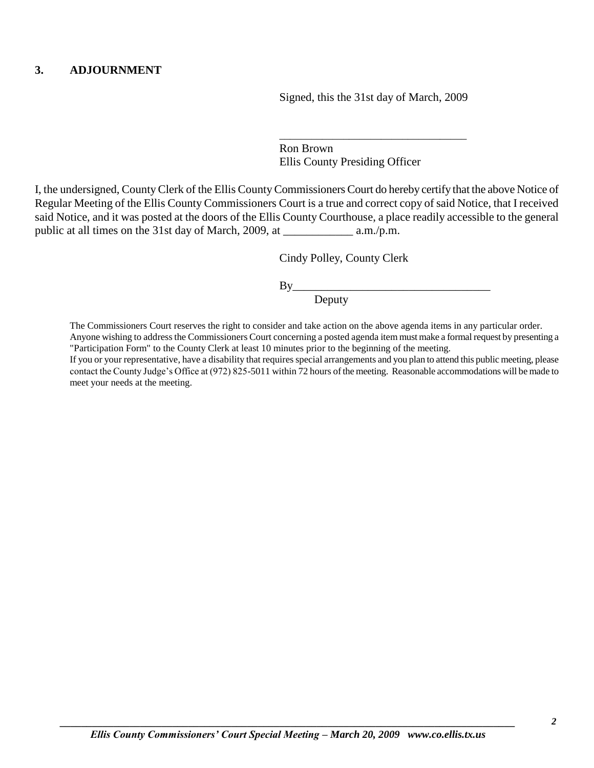### 3. ADJOURNMENT

Signed, this the 31st day of March, 2009

\_\_\_\_\_\_\_\_\_\_\_\_\_\_\_\_\_\_\_\_\_\_\_\_\_\_\_\_\_\_\_\_\_

Ron Brown
Ellis County Presiding Officer

I, the undersigned, County Clerk of the Ellis County Commissioners Court do hereby certify that the above Notice of Regular Meeting of the Ellis County Commissioners Court is a true and correct copy of said Notice, that I received said Notice, and it was posted at the doors of the Ellis County Courthouse, a place readily accessible to the general public at all times on the 31st day of March, 2009, at \_\_\_\_\_\_\_\_\_\_\_\_ a.m./p.m.

Cindy Polley, County Clerk

By\_\_\_\_\_\_\_\_\_\_\_\_\_\_\_\_\_\_\_\_\_\_\_\_\_\_\_\_\_\_\_\_\_\_
Deputy

The Commissioners Court reserves the right to consider and take action on the above agenda items in any particular order.
Anyone wishing to address the Commissioners Court concerning a posted agenda item must make a formal request by presenting a "Participation Form" to the County Clerk at least 10 minutes prior to the beginning of the meeting.
If you or your representative, have a disability that requires special arrangements and you plan to attend this public meeting, please contact the County Judge's Office at (972) 825-5011 within 72 hours of the meeting. Reasonable accommodations will be made to meet your needs at the meeting.